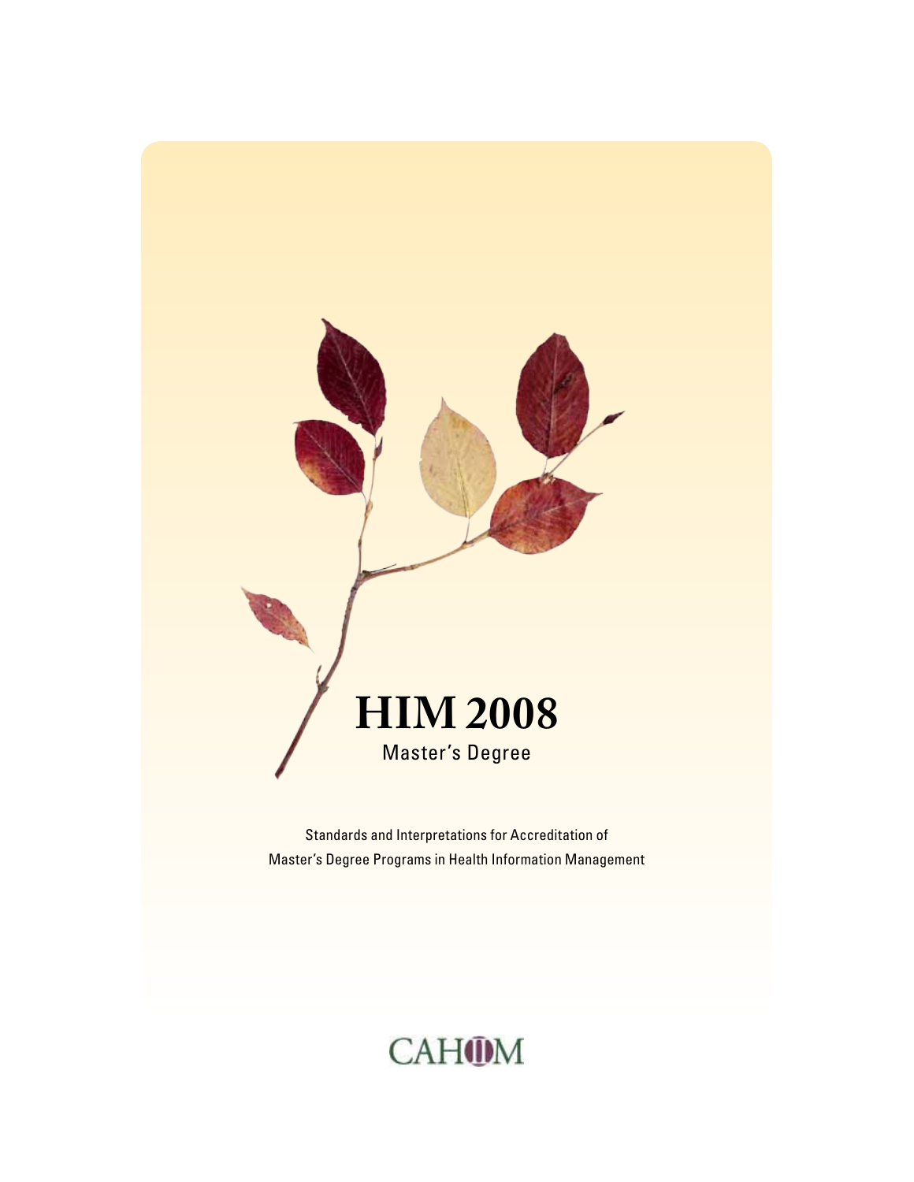# HIM 2008

## Master's Degree

Standards and Interpretations for Accreditation of Master's Degree Programs in Health Information Management

CAHIIM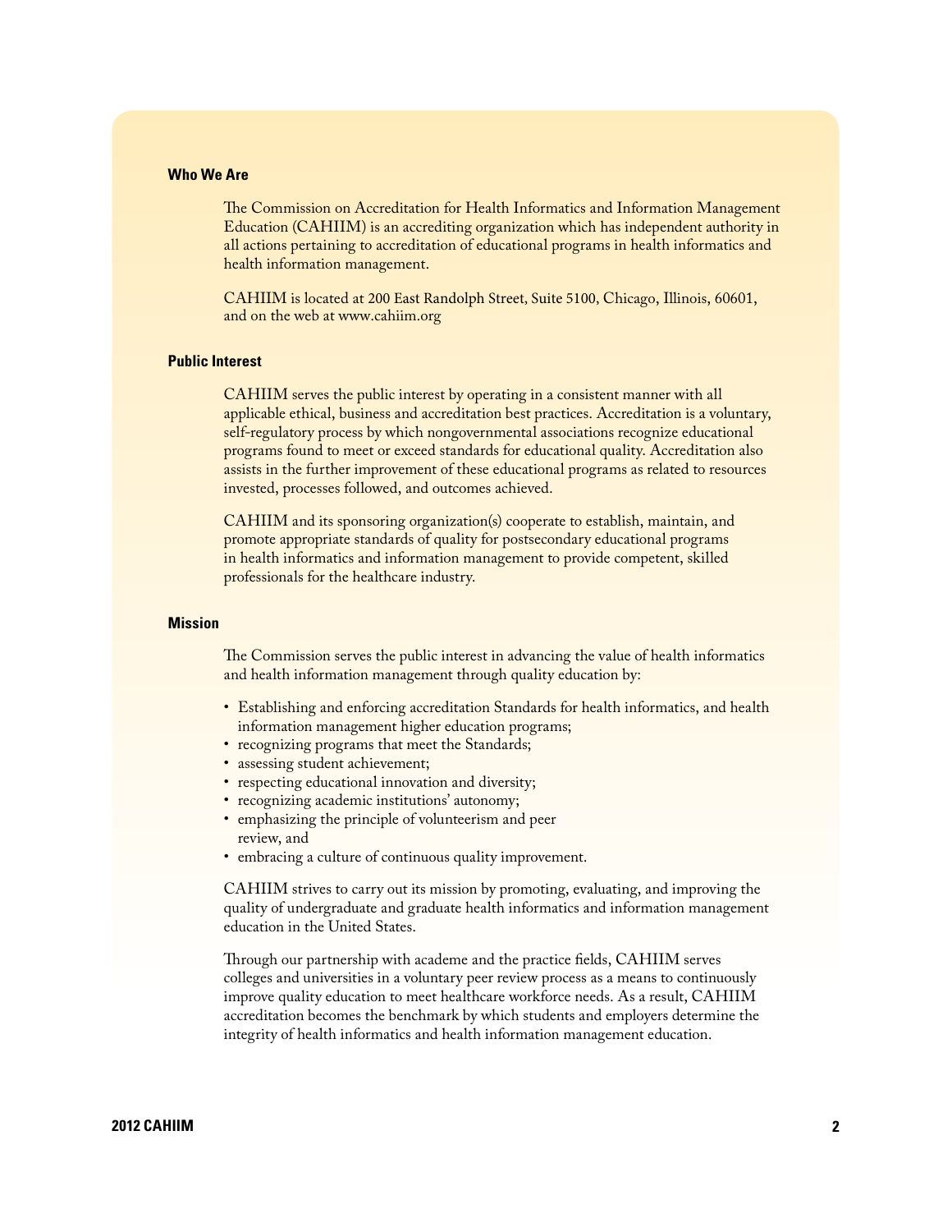## Who We Are

The Commission on Accreditation for Health Informatics and Information Management Education (CAHIIM) is an accrediting organization which has independent authority in all actions pertaining to accreditation of educational programs in health informatics and health information management.

CAHIIM is located at 200 East Randolph Street, Suite 5100, Chicago, Illinois, 60601, and on the web at www.cahiim.org

## Public Interest

CAHIIM serves the public interest by operating in a consistent manner with all applicable ethical, business and accreditation best practices. Accreditation is a voluntary, self-regulatory process by which nongovernmental associations recognize educational programs found to meet or exceed standards for educational quality. Accreditation also assists in the further improvement of these educational programs as related to resources invested, processes followed, and outcomes achieved.

CAHIIM and its sponsoring organization(s) cooperate to establish, maintain, and promote appropriate standards of quality for postsecondary educational programs in health informatics and information management to provide competent, skilled professionals for the healthcare industry.

## Mission

The Commission serves the public interest in advancing the value of health informatics and health information management through quality education by:

- Establishing and enforcing accreditation Standards for health informatics, and health information management higher education programs;
- recognizing programs that meet the Standards;
- assessing student achievement;
- respecting educational innovation and diversity;
- recognizing academic institutions' autonomy;
- emphasizing the principle of volunteerism and peer review, and
- embracing a culture of continuous quality improvement.

CAHIIM strives to carry out its mission by promoting, evaluating, and improving the quality of undergraduate and graduate health informatics and information management education in the United States.

Through our partnership with academe and the practice fields, CAHIIM serves colleges and universities in a voluntary peer review process as a means to continuously improve quality education to meet healthcare workforce needs. As a result, CAHIIM accreditation becomes the benchmark by which students and employers determine the integrity of health informatics and health information management education.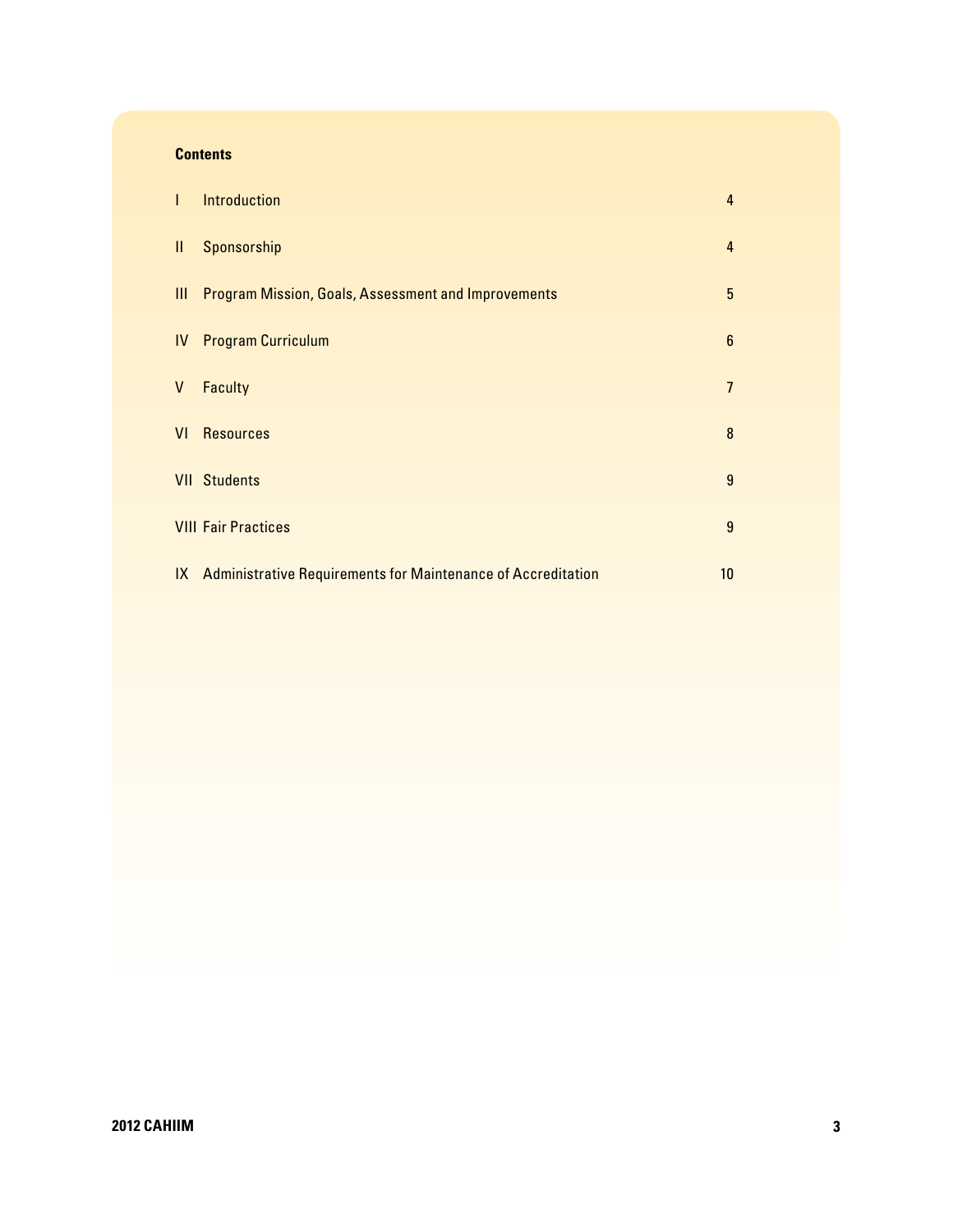## Contents

| | | |
|---|---|---|
| I | Introduction | 4 |
| II | Sponsorship | 4 |
| III | Program Mission, Goals, Assessment and Improvements | 5 |
| IV | Program Curriculum | 6 |
| V | Faculty | 7 |
| VI | Resources | 8 |
| VII | Students | 9 |
| VIII | Fair Practices | 9 |
| IX | Administrative Requirements for Maintenance of Accreditation | 10 |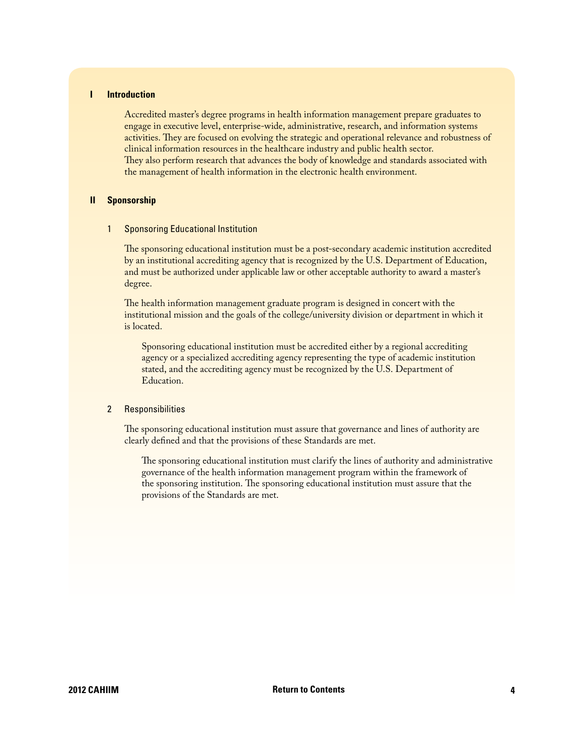## I Introduction

Accredited master's degree programs in health information management prepare graduates to engage in executive level, enterprise-wide, administrative, research, and information systems activities. They are focused on evolving the strategic and operational relevance and robustness of clinical information resources in the healthcare industry and public health sector. They also perform research that advances the body of knowledge and standards associated with the management of health information in the electronic health environment.

## II Sponsorship

### 1 Sponsoring Educational Institution

The sponsoring educational institution must be a post-secondary academic institution accredited by an institutional accrediting agency that is recognized by the U.S. Department of Education, and must be authorized under applicable law or other acceptable authority to award a master's degree.

The health information management graduate program is designed in concert with the institutional mission and the goals of the college/university division or department in which it is located.

> Sponsoring educational institution must be accredited either by a regional accrediting agency or a specialized accrediting agency representing the type of academic institution stated, and the accrediting agency must be recognized by the U.S. Department of Education.

### 2 Responsibilities

The sponsoring educational institution must assure that governance and lines of authority are clearly defined and that the provisions of these Standards are met.

> The sponsoring educational institution must clarify the lines of authority and administrative governance of the health information management program within the framework of the sponsoring institution. The sponsoring educational institution must assure that the provisions of the Standards are met.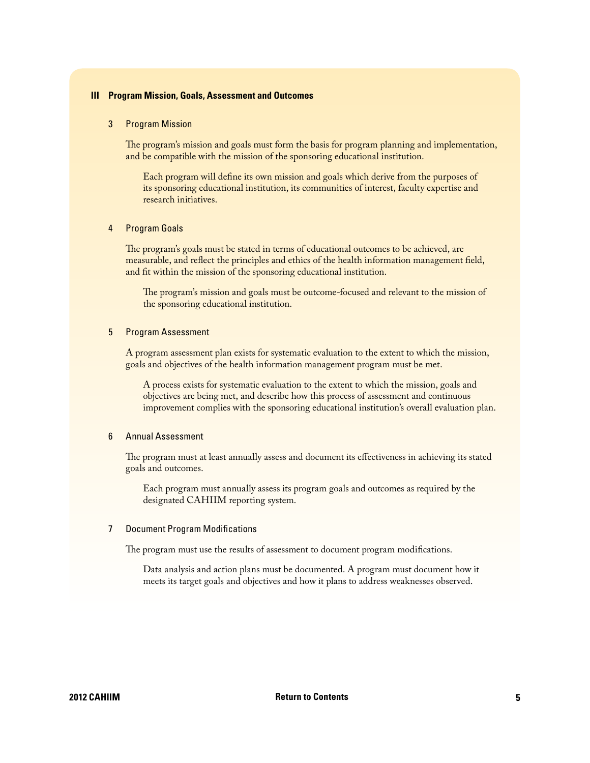## III Program Mission, Goals, Assessment and Outcomes

### 3 Program Mission

The program's mission and goals must form the basis for program planning and implementation, and be compatible with the mission of the sponsoring educational institution.

> Each program will define its own mission and goals which derive from the purposes of its sponsoring educational institution, its communities of interest, faculty expertise and research initiatives.

### 4 Program Goals

The program's goals must be stated in terms of educational outcomes to be achieved, are measurable, and reflect the principles and ethics of the health information management field, and fit within the mission of the sponsoring educational institution.

> The program's mission and goals must be outcome-focused and relevant to the mission of the sponsoring educational institution.

### 5 Program Assessment

A program assessment plan exists for systematic evaluation to the extent to which the mission, goals and objectives of the health information management program must be met.

> A process exists for systematic evaluation to the extent to which the mission, goals and objectives are being met, and describe how this process of assessment and continuous improvement complies with the sponsoring educational institution's overall evaluation plan.

### 6 Annual Assessment

The program must at least annually assess and document its effectiveness in achieving its stated goals and outcomes.

> Each program must annually assess its program goals and outcomes as required by the designated CAHIIM reporting system.

### 7 Document Program Modifications

The program must use the results of assessment to document program modifications.

> Data analysis and action plans must be documented. A program must document how it meets its target goals and objectives and how it plans to address weaknesses observed.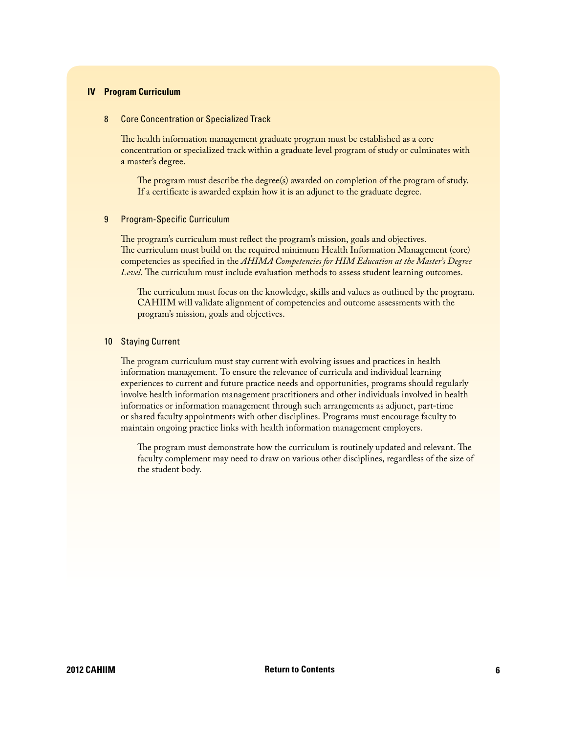## IV Program Curriculum

### 8 Core Concentration or Specialized Track

The health information management graduate program must be established as a core concentration or specialized track within a graduate level program of study or culminates with a master's degree.

> The program must describe the degree(s) awarded on completion of the program of study. If a certificate is awarded explain how it is an adjunct to the graduate degree.

### 9 Program-Specific Curriculum

The program's curriculum must reflect the program's mission, goals and objectives. The curriculum must build on the required minimum Health Information Management (core) competencies as specified in the *AHIMA Competencies for HIM Education at the Master's Degree Level*. The curriculum must include evaluation methods to assess student learning outcomes.

> The curriculum must focus on the knowledge, skills and values as outlined by the program. CAHIIM will validate alignment of competencies and outcome assessments with the program's mission, goals and objectives.

### 10 Staying Current

The program curriculum must stay current with evolving issues and practices in health information management. To ensure the relevance of curricula and individual learning experiences to current and future practice needs and opportunities, programs should regularly involve health information management practitioners and other individuals involved in health informatics or information management through such arrangements as adjunct, part-time or shared faculty appointments with other disciplines. Programs must encourage faculty to maintain ongoing practice links with health information management employers.

> The program must demonstrate how the curriculum is routinely updated and relevant. The faculty complement may need to draw on various other disciplines, regardless of the size of the student body.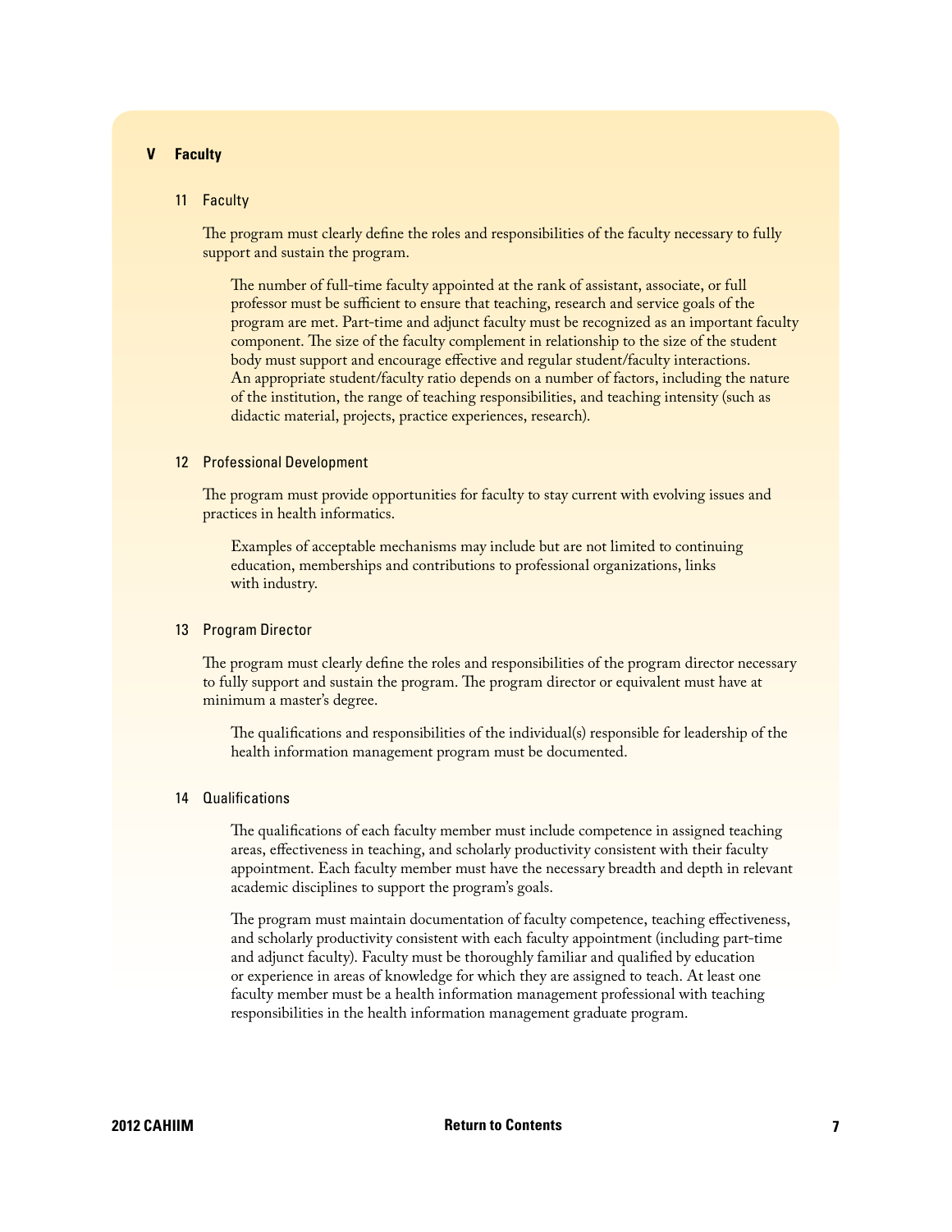## V Faculty

### 11 Faculty

The program must clearly define the roles and responsibilities of the faculty necessary to fully support and sustain the program.

The number of full-time faculty appointed at the rank of assistant, associate, or full professor must be sufficient to ensure that teaching, research and service goals of the program are met. Part-time and adjunct faculty must be recognized as an important faculty component. The size of the faculty complement in relationship to the size of the student body must support and encourage effective and regular student/faculty interactions. An appropriate student/faculty ratio depends on a number of factors, including the nature of the institution, the range of teaching responsibilities, and teaching intensity (such as didactic material, projects, practice experiences, research).

### 12 Professional Development

The program must provide opportunities for faculty to stay current with evolving issues and practices in health informatics.

Examples of acceptable mechanisms may include but are not limited to continuing education, memberships and contributions to professional organizations, links with industry.

### 13 Program Director

The program must clearly define the roles and responsibilities of the program director necessary to fully support and sustain the program. The program director or equivalent must have at minimum a master's degree.

The qualifications and responsibilities of the individual(s) responsible for leadership of the health information management program must be documented.

### 14 Qualifications

The qualifications of each faculty member must include competence in assigned teaching areas, effectiveness in teaching, and scholarly productivity consistent with their faculty appointment. Each faculty member must have the necessary breadth and depth in relevant academic disciplines to support the program's goals.

The program must maintain documentation of faculty competence, teaching effectiveness, and scholarly productivity consistent with each faculty appointment (including part-time and adjunct faculty). Faculty must be thoroughly familiar and qualified by education or experience in areas of knowledge for which they are assigned to teach. At least one faculty member must be a health information management professional with teaching responsibilities in the health information management graduate program.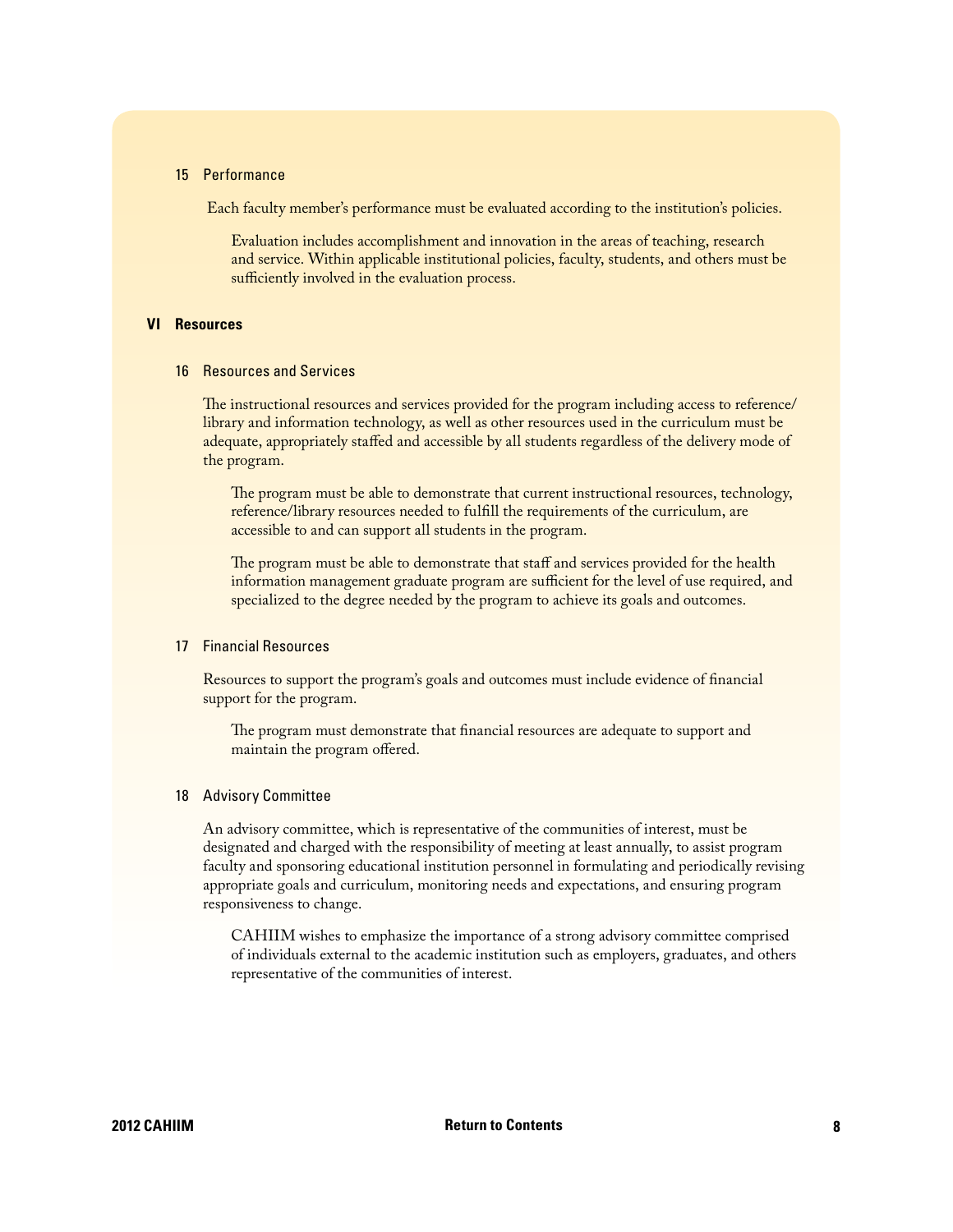### 15 Performance

Each faculty member's performance must be evaluated according to the institution's policies.

> Evaluation includes accomplishment and innovation in the areas of teaching, research and service. Within applicable institutional policies, faculty, students, and others must be sufficiently involved in the evaluation process.

## VI Resources

### 16 Resources and Services

The instructional resources and services provided for the program including access to reference/library and information technology, as well as other resources used in the curriculum must be adequate, appropriately staffed and accessible by all students regardless of the delivery mode of the program.

> The program must be able to demonstrate that current instructional resources, technology, reference/library resources needed to fulfill the requirements of the curriculum, are accessible to and can support all students in the program.
>
> The program must be able to demonstrate that staff and services provided for the health information management graduate program are sufficient for the level of use required, and specialized to the degree needed by the program to achieve its goals and outcomes.

### 17 Financial Resources

Resources to support the program's goals and outcomes must include evidence of financial support for the program.

> The program must demonstrate that financial resources are adequate to support and maintain the program offered.

### 18 Advisory Committee

An advisory committee, which is representative of the communities of interest, must be designated and charged with the responsibility of meeting at least annually, to assist program faculty and sponsoring educational institution personnel in formulating and periodically revising appropriate goals and curriculum, monitoring needs and expectations, and ensuring program responsiveness to change.

> CAHIIM wishes to emphasize the importance of a strong advisory committee comprised of individuals external to the academic institution such as employers, graduates, and others representative of the communities of interest.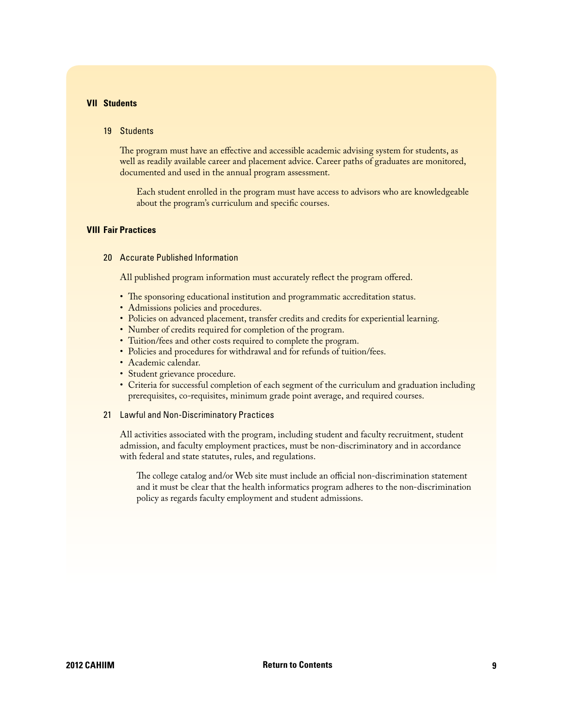## VII Students

### 19 Students

The program must have an effective and accessible academic advising system for students, as well as readily available career and placement advice. Career paths of graduates are monitored, documented and used in the annual program assessment.

Each student enrolled in the program must have access to advisors who are knowledgeable about the program's curriculum and specific courses.

## VIII Fair Practices

### 20 Accurate Published Information

All published program information must accurately reflect the program offered.

- The sponsoring educational institution and programmatic accreditation status.
- Admissions policies and procedures.
- Policies on advanced placement, transfer credits and credits for experiential learning.
- Number of credits required for completion of the program.
- Tuition/fees and other costs required to complete the program.
- Policies and procedures for withdrawal and for refunds of tuition/fees.
- Academic calendar.
- Student grievance procedure.
- Criteria for successful completion of each segment of the curriculum and graduation including prerequisites, co-requisites, minimum grade point average, and required courses.

### 21 Lawful and Non-Discriminatory Practices

All activities associated with the program, including student and faculty recruitment, student admission, and faculty employment practices, must be non-discriminatory and in accordance with federal and state statutes, rules, and regulations.

The college catalog and/or Web site must include an official non-discrimination statement and it must be clear that the health informatics program adheres to the non-discrimination policy as regards faculty employment and student admissions.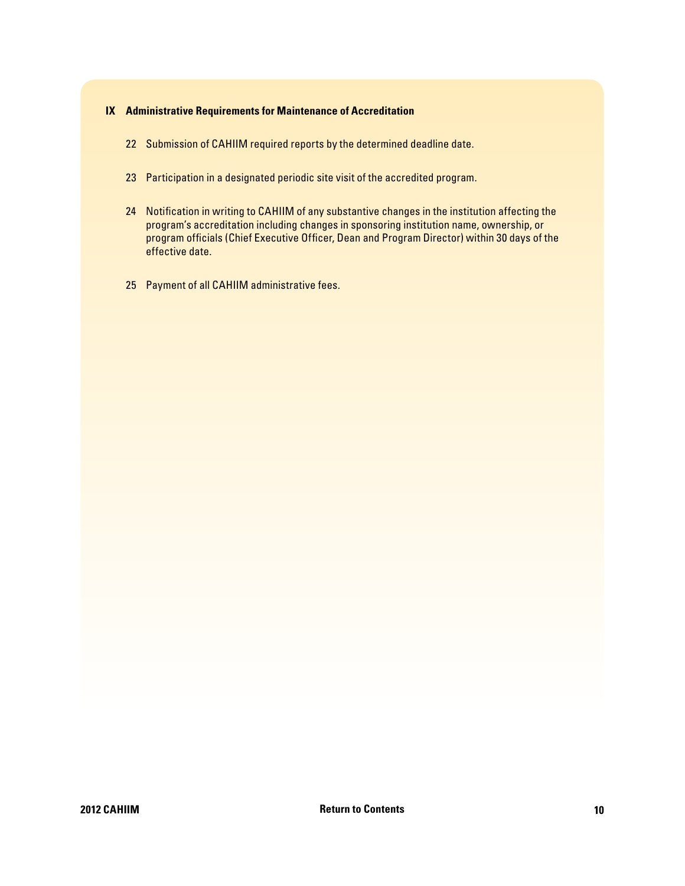## IX Administrative Requirements for Maintenance of Accreditation

22 Submission of CAHIIM required reports by the determined deadline date.

23 Participation in a designated periodic site visit of the accredited program.

24 Notification in writing to CAHIIM of any substantive changes in the institution affecting the program's accreditation including changes in sponsoring institution name, ownership, or program officials (Chief Executive Officer, Dean and Program Director) within 30 days of the effective date.

25 Payment of all CAHIIM administrative fees.